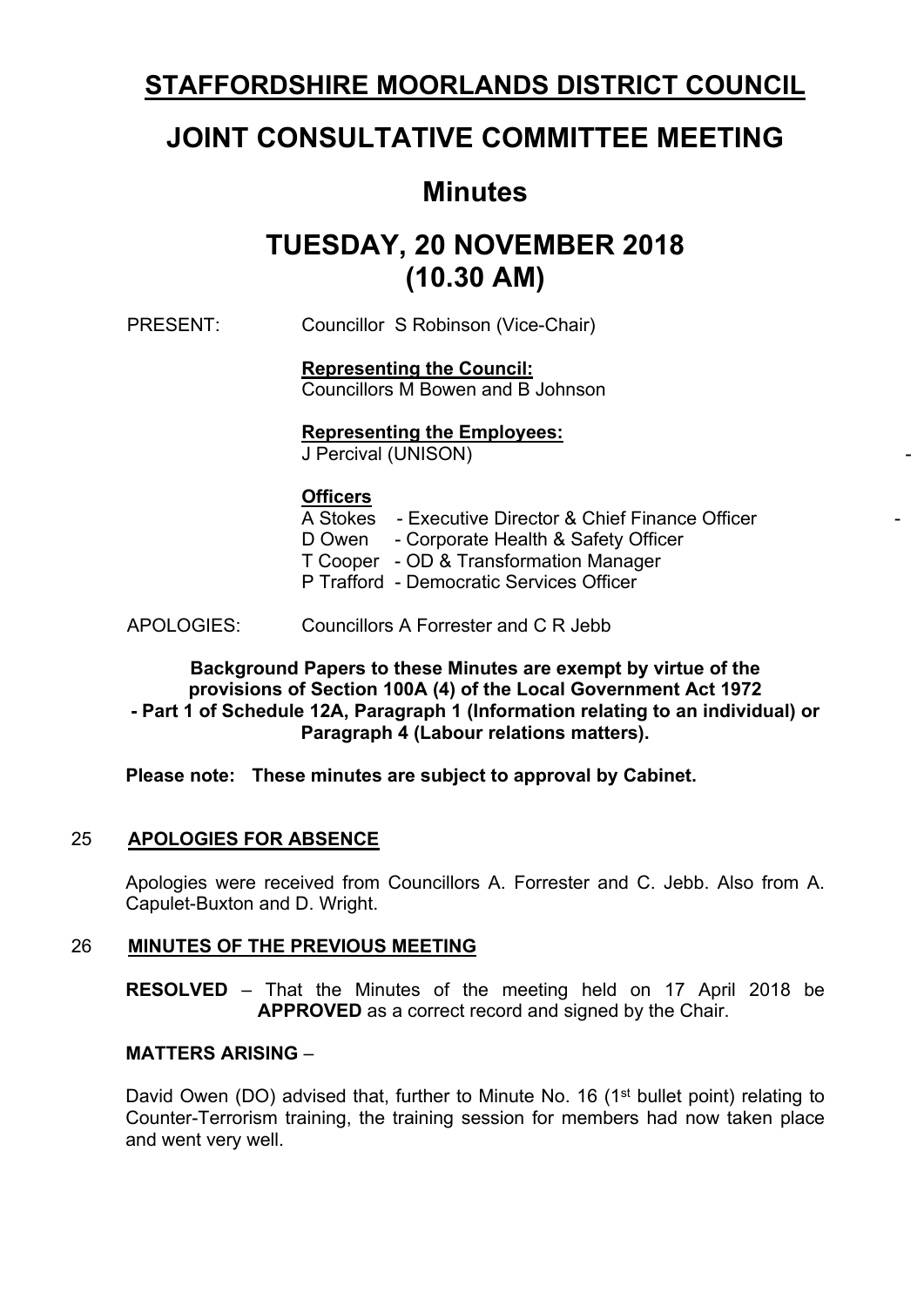# STAFFORDSHIRE MOORLANDS DISTRICT COUNCIL

# JOINT CONSULTATIVE COMMITTEE MEETING

## Minutes

## TUESDAY, 20 NOVEMBER 2018 (10.30 AM)

PRESENT: Councillor S Robinson (Vice-Chair)

**Representing the Council:**
Councillors M Bowen and B Johnson

**Representing the Employees:**
J Percival (UNISON)

**Officers**
A Stokes - Executive Director & Chief Finance Officer
D Owen - Corporate Health & Safety Officer
T Cooper - OD & Transformation Manager
P Trafford - Democratic Services Officer

APOLOGIES: Councillors A Forrester and C R Jebb

**Background Papers to these Minutes are exempt by virtue of the provisions of Section 100A (4) of the Local Government Act 1972 - Part 1 of Schedule 12A, Paragraph 1 (Information relating to an individual) or Paragraph 4 (Labour relations matters).**

**Please note: These minutes are subject to approval by Cabinet.**

### 25 APOLOGIES FOR ABSENCE

Apologies were received from Councillors A. Forrester and C. Jebb. Also from A. Capulet-Buxton and D. Wright.

### 26 MINUTES OF THE PREVIOUS MEETING

**RESOLVED** – That the Minutes of the meeting held on 17 April 2018 be **APPROVED** as a correct record and signed by the Chair.

**MATTERS ARISING** –

David Owen (DO) advised that, further to Minute No. 16 (1st bullet point) relating to Counter-Terrorism training, the training session for members had now taken place and went very well.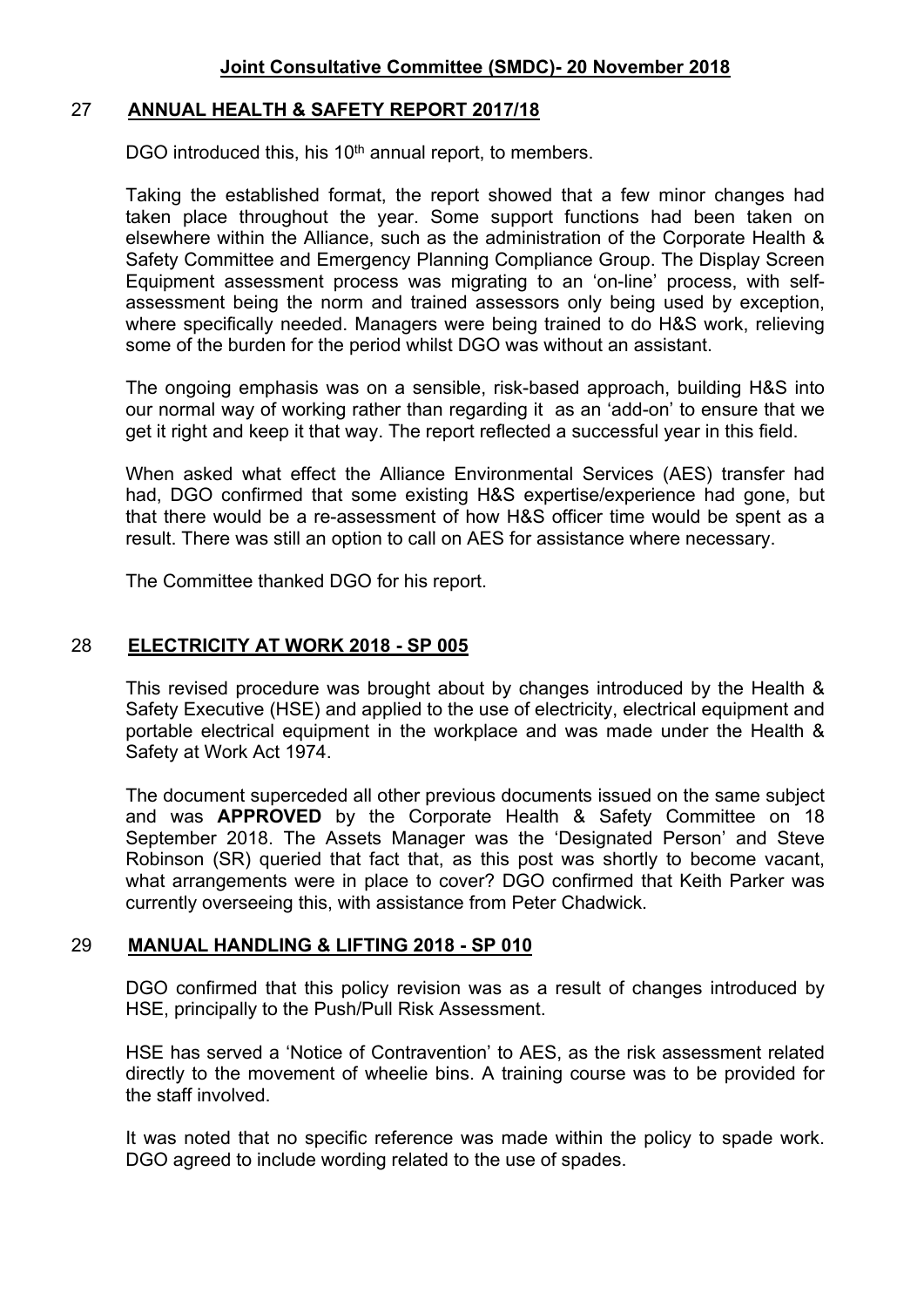**Joint Consultative Committee (SMDC)- 20 November 2018**

## 27 ANNUAL HEALTH & SAFETY REPORT 2017/18

DGO introduced this, his 10th annual report, to members.

Taking the established format, the report showed that a few minor changes had taken place throughout the year. Some support functions had been taken on elsewhere within the Alliance, such as the administration of the Corporate Health & Safety Committee and Emergency Planning Compliance Group. The Display Screen Equipment assessment process was migrating to an 'on-line' process, with self-assessment being the norm and trained assessors only being used by exception, where specifically needed. Managers were being trained to do H&S work, relieving some of the burden for the period whilst DGO was without an assistant.

The ongoing emphasis was on a sensible, risk-based approach, building H&S into our normal way of working rather than regarding it as an 'add-on' to ensure that we get it right and keep it that way. The report reflected a successful year in this field.

When asked what effect the Alliance Environmental Services (AES) transfer had had, DGO confirmed that some existing H&S expertise/experience had gone, but that there would be a re-assessment of how H&S officer time would be spent as a result. There was still an option to call on AES for assistance where necessary.

The Committee thanked DGO for his report.

## 28 ELECTRICITY AT WORK 2018 - SP 005

This revised procedure was brought about by changes introduced by the Health & Safety Executive (HSE) and applied to the use of electricity, electrical equipment and portable electrical equipment in the workplace and was made under the Health & Safety at Work Act 1974.

The document superceded all other previous documents issued on the same subject and was **APPROVED** by the Corporate Health & Safety Committee on 18 September 2018. The Assets Manager was the 'Designated Person' and Steve Robinson (SR) queried that fact that, as this post was shortly to become vacant, what arrangements were in place to cover? DGO confirmed that Keith Parker was currently overseeing this, with assistance from Peter Chadwick.

## 29 MANUAL HANDLING & LIFTING 2018 - SP 010

DGO confirmed that this policy revision was as a result of changes introduced by HSE, principally to the Push/Pull Risk Assessment.

HSE has served a 'Notice of Contravention' to AES, as the risk assessment related directly to the movement of wheelie bins. A training course was to be provided for the staff involved.

It was noted that no specific reference was made within the policy to spade work. DGO agreed to include wording related to the use of spades.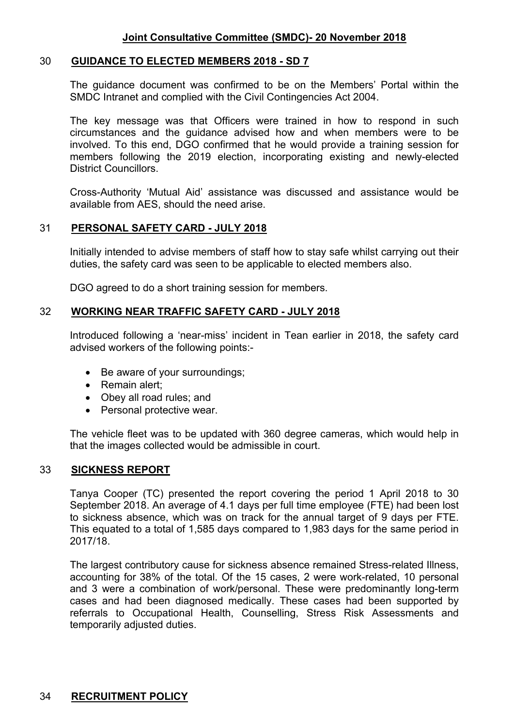## 30 GUIDANCE TO ELECTED MEMBERS 2018 - SD 7

The guidance document was confirmed to be on the Members' Portal within the SMDC Intranet and complied with the Civil Contingencies Act 2004.

The key message was that Officers were trained in how to respond in such circumstances and the guidance advised how and when members were to be involved. To this end, DGO confirmed that he would provide a training session for members following the 2019 election, incorporating existing and newly-elected District Councillors.

Cross-Authority 'Mutual Aid' assistance was discussed and assistance would be available from AES, should the need arise.

## 31 PERSONAL SAFETY CARD - JULY 2018

Initially intended to advise members of staff how to stay safe whilst carrying out their duties, the safety card was seen to be applicable to elected members also.

DGO agreed to do a short training session for members.

## 32 WORKING NEAR TRAFFIC SAFETY CARD - JULY 2018

Introduced following a 'near-miss' incident in Tean earlier in 2018, the safety card advised workers of the following points:-

- Be aware of your surroundings;
- Remain alert;
- Obey all road rules; and
- Personal protective wear.

The vehicle fleet was to be updated with 360 degree cameras, which would help in that the images collected would be admissible in court.

## 33 SICKNESS REPORT

Tanya Cooper (TC) presented the report covering the period 1 April 2018 to 30 September 2018. An average of 4.1 days per full time employee (FTE) had been lost to sickness absence, which was on track for the annual target of 9 days per FTE. This equated to a total of 1,585 days compared to 1,983 days for the same period in 2017/18.

The largest contributory cause for sickness absence remained Stress-related Illness, accounting for 38% of the total. Of the 15 cases, 2 were work-related, 10 personal and 3 were a combination of work/personal. These were predominantly long-term cases and had been diagnosed medically. These cases had been supported by referrals to Occupational Health, Counselling, Stress Risk Assessments and temporarily adjusted duties.

## 34 RECRUITMENT POLICY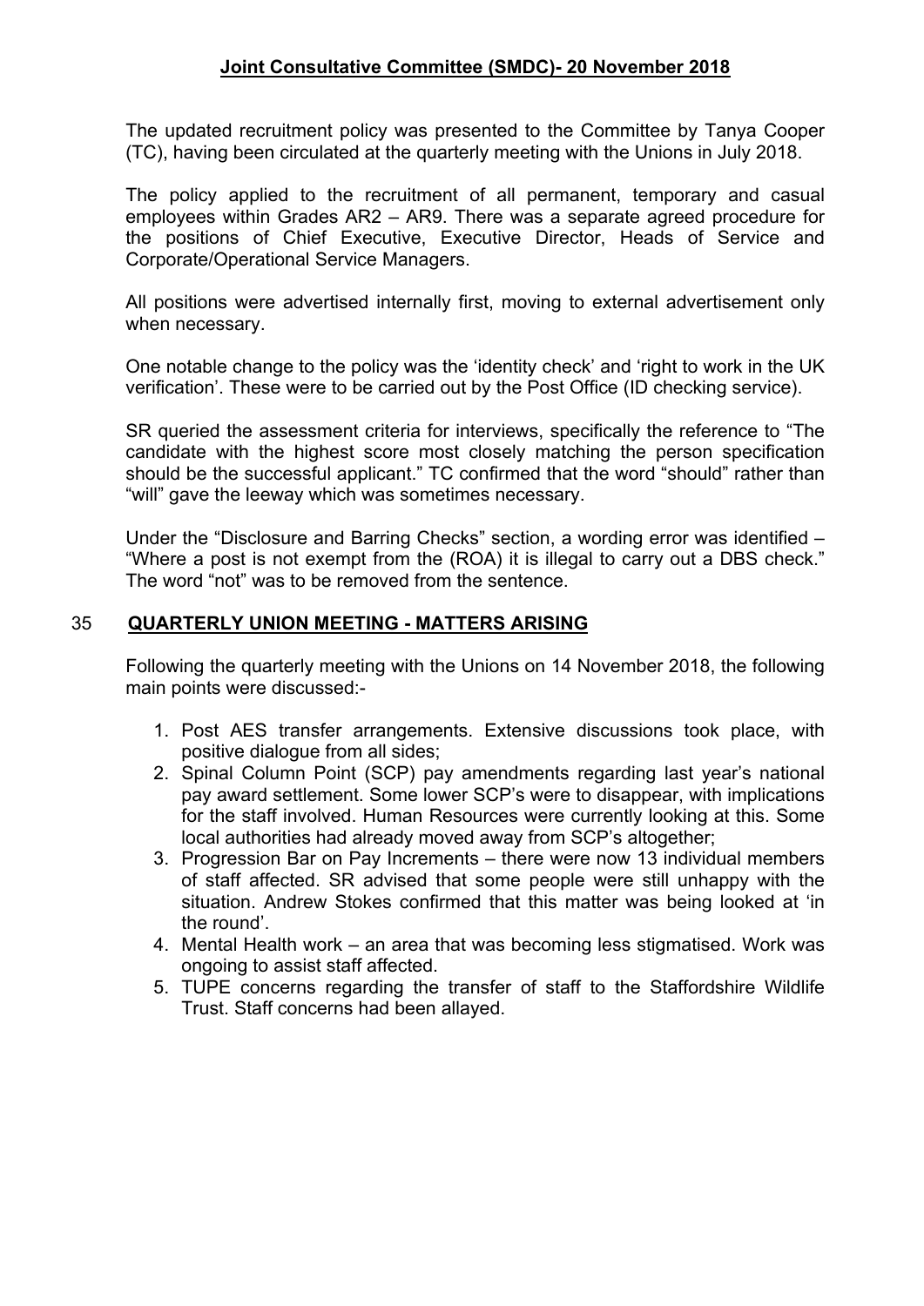The updated recruitment policy was presented to the Committee by Tanya Cooper (TC), having been circulated at the quarterly meeting with the Unions in July 2018.

The policy applied to the recruitment of all permanent, temporary and casual employees within Grades AR2 – AR9. There was a separate agreed procedure for the positions of Chief Executive, Executive Director, Heads of Service and Corporate/Operational Service Managers.

All positions were advertised internally first, moving to external advertisement only when necessary.

One notable change to the policy was the 'identity check' and 'right to work in the UK verification'. These were to be carried out by the Post Office (ID checking service).

SR queried the assessment criteria for interviews, specifically the reference to "The candidate with the highest score most closely matching the person specification should be the successful applicant." TC confirmed that the word "should" rather than "will" gave the leeway which was sometimes necessary.

Under the "Disclosure and Barring Checks" section, a wording error was identified – "Where a post is not exempt from the (ROA) it is illegal to carry out a DBS check." The word "not" was to be removed from the sentence.

## 35 QUARTERLY UNION MEETING - MATTERS ARISING

Following the quarterly meeting with the Unions on 14 November 2018, the following main points were discussed:-

1. Post AES transfer arrangements. Extensive discussions took place, with positive dialogue from all sides;
2. Spinal Column Point (SCP) pay amendments regarding last year's national pay award settlement. Some lower SCP's were to disappear, with implications for the staff involved. Human Resources were currently looking at this. Some local authorities had already moved away from SCP's altogether;
3. Progression Bar on Pay Increments – there were now 13 individual members of staff affected. SR advised that some people were still unhappy with the situation. Andrew Stokes confirmed that this matter was being looked at 'in the round'.
4. Mental Health work – an area that was becoming less stigmatised. Work was ongoing to assist staff affected.
5. TUPE concerns regarding the transfer of staff to the Staffordshire Wildlife Trust. Staff concerns had been allayed.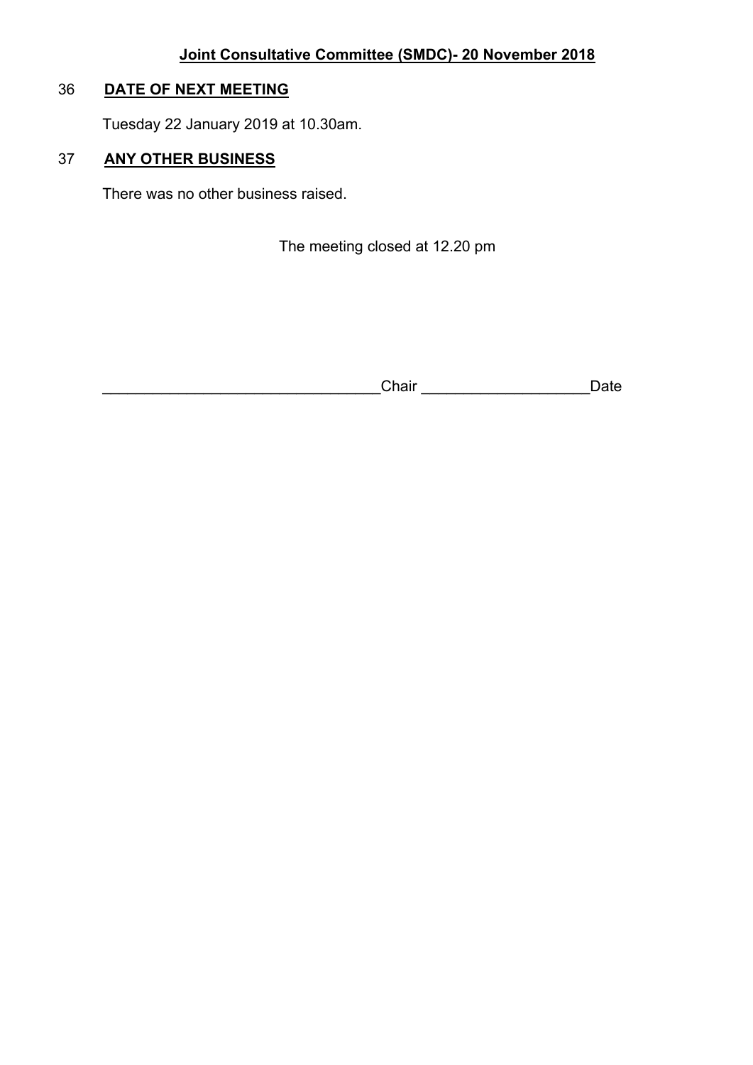**36 DATE OF NEXT MEETING**

Tuesday 22 January 2019 at 10.30am.

**37 ANY OTHER BUSINESS**

There was no other business raised.

The meeting closed at 12.20 pm

________________________________Chair ___________________Date